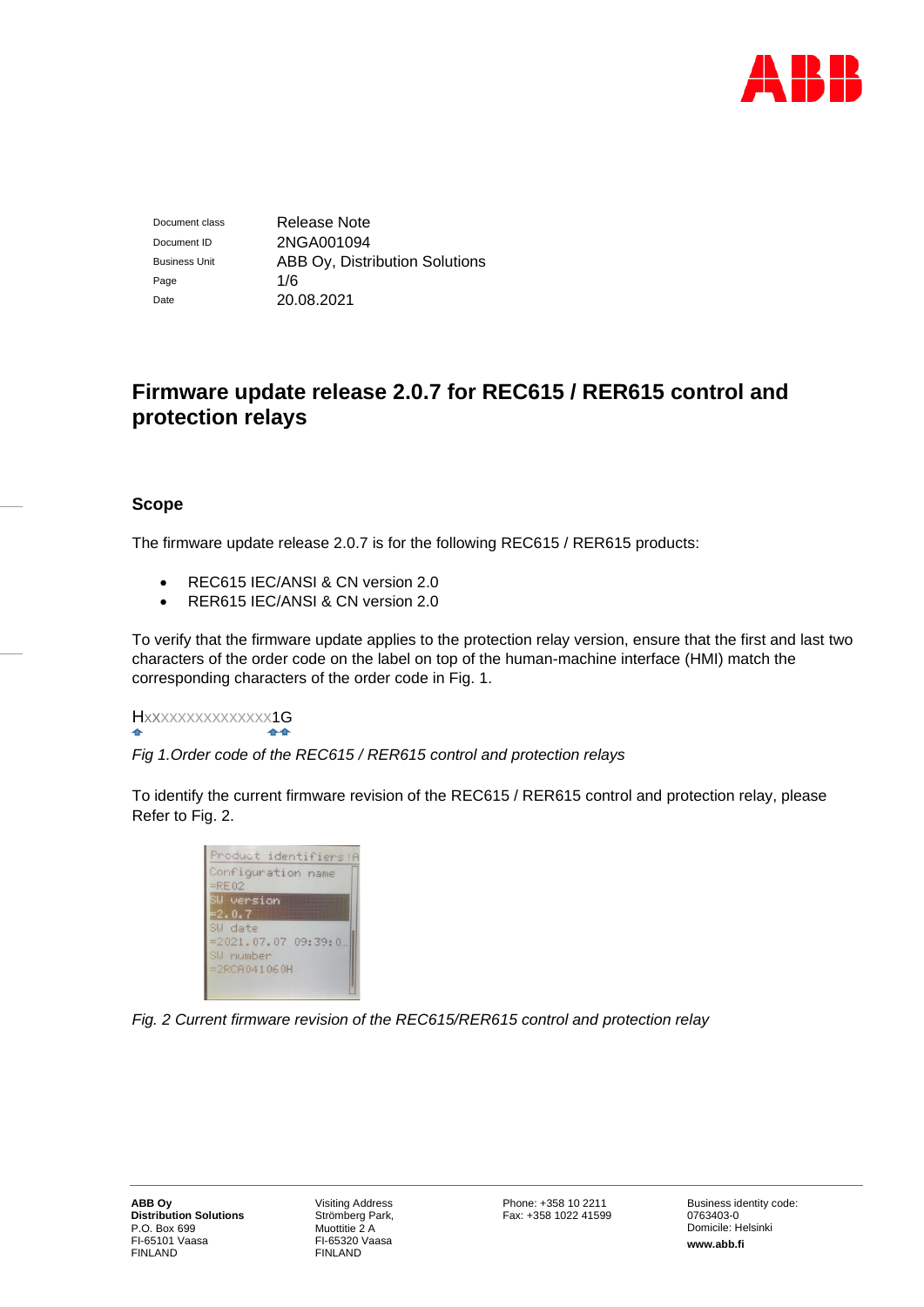| | |
|---|---|
| Document class | Release Note |
| Document ID | 2NGA001094 |
| Business Unit | ABB Oy, Distribution Solutions |
| Page | 1/6 |
| Date | 20.08.2021 |

# Firmware update release 2.0.7 for REC615 / RER615 control and protection relays

## Scope

The firmware update release 2.0.7 is for the following REC615 / RER615 products:

- REC615 IEC/ANSI & CN version 2.0
- RER615 IEC/ANSI & CN version 2.0

To verify that the firmware update applies to the protection relay version, ensure that the first and last two characters of the order code on the label on top of the human-machine interface (HMI) match the corresponding characters of the order code in Fig. 1.

HXXXXXXXXXXXXXXX1G

*Fig 1.Order code of the REC615 / RER615 control and protection relays*

To identify the current firmware revision of the REC615 / RER615 control and protection relay, please Refer to Fig. 2.

```
Product identifiers
Configuration name
=RE02
SW version
=2.0.7
SW date
=2021.07.07 09:39:0...
SW number
=2RCA041060H
```

*Fig. 2 Current firmware revision of the REC615/RER615 control and protection relay*

**ABB Oy**
**Distribution Solutions**
P.O. Box 699
FI-65101 Vaasa
FINLAND

Visiting Address
Strömberg Park,
Muottitie 2 A
FI-65320 Vaasa
FINLAND

Phone: +358 10 2211
Fax: +358 1022 41599

Business identity code:
0763403-0
Domicile: Helsinki
**www.abb.fi**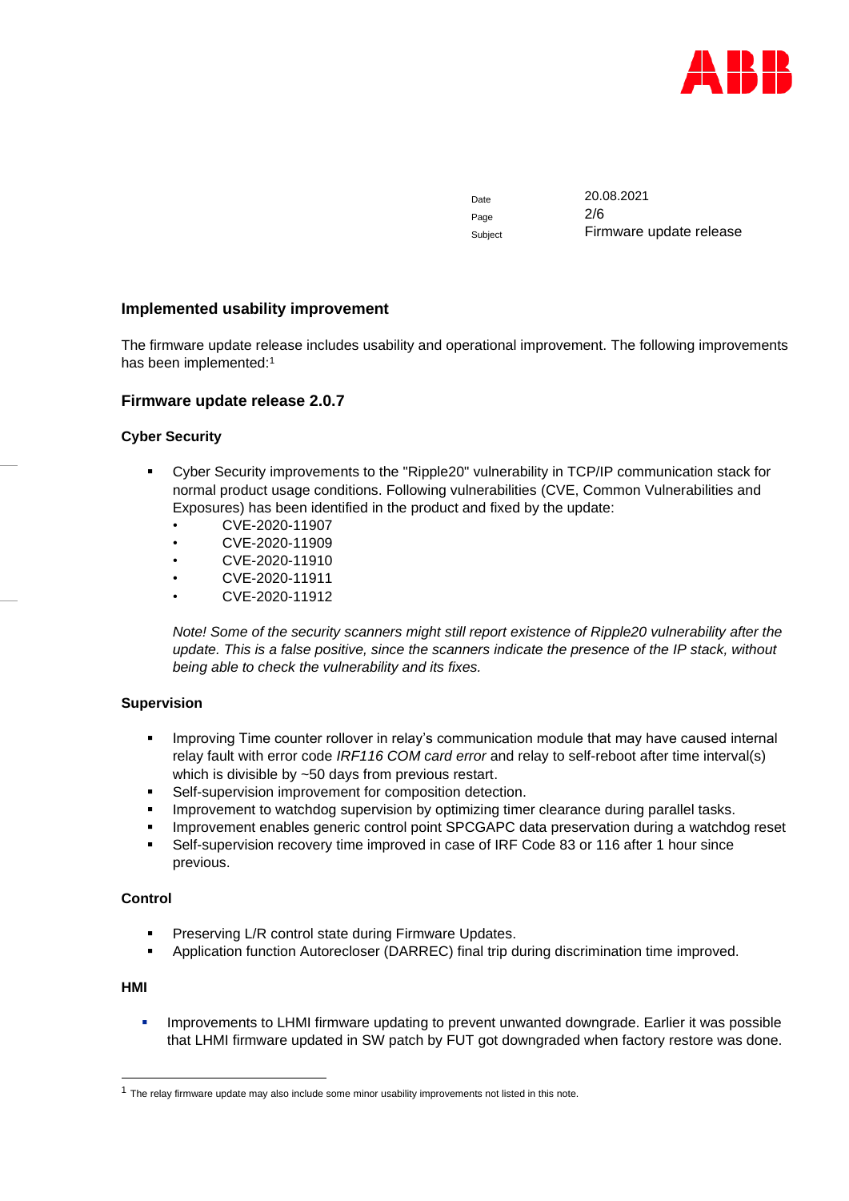Date 20.08.2021
Subject Firmware update release

## Implemented usability improvement

The firmware update release includes usability and operational improvement. The following improvements has been implemented:[1]

## Firmware update release 2.0.7

### Cyber Security

- Cyber Security improvements to the "Ripple20" vulnerability in TCP/IP communication stack for normal product usage conditions. Following vulnerabilities (CVE, Common Vulnerabilities and Exposures) has been identified in the product and fixed by the update:
  - CVE-2020-11907
  - CVE-2020-11909
  - CVE-2020-11910
  - CVE-2020-11911
  - CVE-2020-11912

  *Note! Some of the security scanners might still report existence of Ripple20 vulnerability after the update. This is a false positive, since the scanners indicate the presence of the IP stack, without being able to check the vulnerability and its fixes.*

### Supervision

- Improving Time counter rollover in relay's communication module that may have caused internal relay fault with error code *IRF116 COM card error* and relay to self-reboot after time interval(s) which is divisible by ~50 days from previous restart.
- Self-supervision improvement for composition detection.
- Improvement to watchdog supervision by optimizing timer clearance during parallel tasks.
- Improvement enables generic control point SPCGAPC data preservation during a watchdog reset
- Self-supervision recovery time improved in case of IRF Code 83 or 116 after 1 hour since previous.

### Control

- Preserving L/R control state during Firmware Updates.
- Application function Autorecloser (DARREC) final trip during discrimination time improved.

### HMI

- Improvements to LHMI firmware updating to prevent unwanted downgrade. Earlier it was possible that LHMI firmware updated in SW patch by FUT got downgraded when factory restore was done.

---

[1] The relay firmware update may also include some minor usability improvements not listed in this note.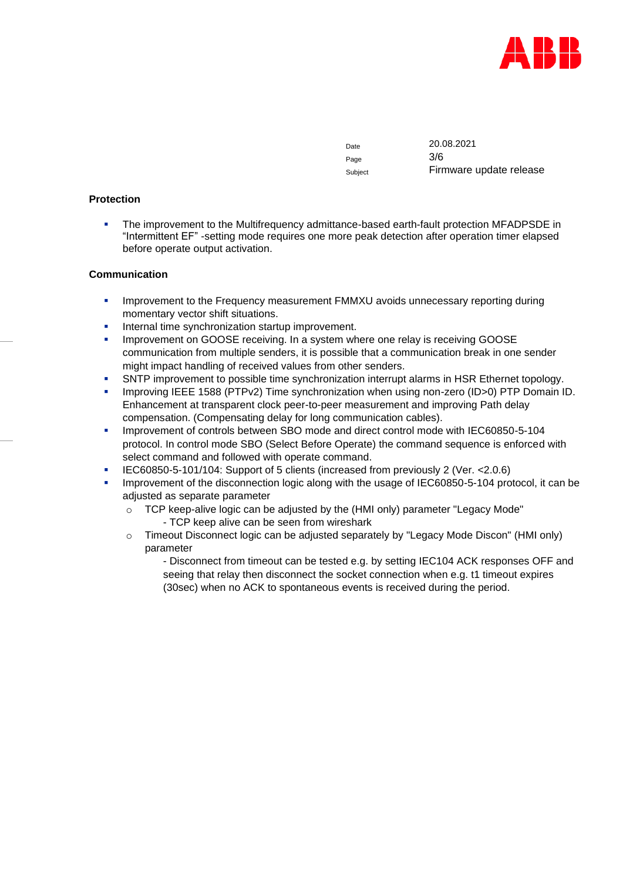Date 20.08.2021
Subject Firmware update release

### Protection

- The improvement to the Multifrequency admittance-based earth-fault protection MFADPSDE in “Intermittent EF” -setting mode requires one more peak detection after operation timer elapsed before operate output activation.

### Communication

- Improvement to the Frequency measurement FMMXU avoids unnecessary reporting during momentary vector shift situations.
- Internal time synchronization startup improvement.
- Improvement on GOOSE receiving. In a system where one relay is receiving GOOSE communication from multiple senders, it is possible that a communication break in one sender might impact handling of received values from other senders.
- SNTP improvement to possible time synchronization interrupt alarms in HSR Ethernet topology.
- Improving IEEE 1588 (PTPv2) Time synchronization when using non-zero (ID>0) PTP Domain ID. Enhancement at transparent clock peer-to-peer measurement and improving Path delay compensation. (Compensating delay for long communication cables).
- Improvement of controls between SBO mode and direct control mode with IEC60850-5-104 protocol. In control mode SBO (Select Before Operate) the command sequence is enforced with select command and followed with operate command.
- IEC60850-5-101/104: Support of 5 clients (increased from previously 2 (Ver. <2.0.6)
- Improvement of the disconnection logic along with the usage of IEC60850-5-104 protocol, it can be adjusted as separate parameter
  - TCP keep-alive logic can be adjusted by the (HMI only) parameter "Legacy Mode"
    - TCP keep alive can be seen from wireshark
  - Timeout Disconnect logic can be adjusted separately by "Legacy Mode Discon" (HMI only) parameter
    - Disconnect from timeout can be tested e.g. by setting IEC104 ACK responses OFF and seeing that relay then disconnect the socket connection when e.g. t1 timeout expires (30sec) when no ACK to spontaneous events is received during the period.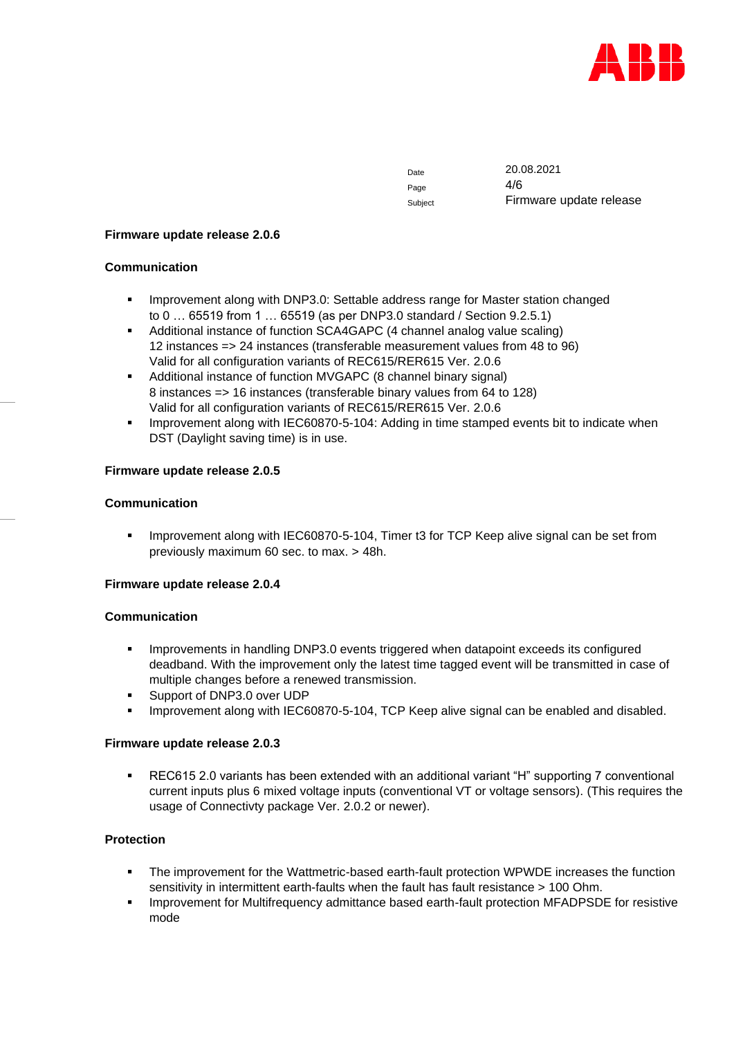| Date | 20.08.2021 |
|---|---|
| Page | 4/6 |
| Subject | Firmware update release |

**Firmware update release 2.0.6**

**Communication**

- Improvement along with DNP3.0: Settable address range for Master station changed to 0 … 65519 from 1 … 65519 (as per DNP3.0 standard / Section 9.2.5.1)
- Additional instance of function SCA4GAPC (4 channel analog value scaling)
  12 instances => 24 instances (transferable measurement values from 48 to 96)
  Valid for all configuration variants of REC615/RER615 Ver. 2.0.6
- Additional instance of function MVGAPC (8 channel binary signal)
  8 instances => 16 instances (transferable binary values from 64 to 128)
  Valid for all configuration variants of REC615/RER615 Ver. 2.0.6
- Improvement along with IEC60870-5-104: Adding in time stamped events bit to indicate when DST (Daylight saving time) is in use.

**Firmware update release 2.0.5**

**Communication**

- Improvement along with IEC60870-5-104, Timer t3 for TCP Keep alive signal can be set from previously maximum 60 sec. to max. > 48h.

**Firmware update release 2.0.4**

**Communication**

- Improvements in handling DNP3.0 events triggered when datapoint exceeds its configured deadband. With the improvement only the latest time tagged event will be transmitted in case of multiple changes before a renewed transmission.
- Support of DNP3.0 over UDP
- Improvement along with IEC60870-5-104, TCP Keep alive signal can be enabled and disabled.

**Firmware update release 2.0.3**

- REC615 2.0 variants has been extended with an additional variant "H" supporting 7 conventional current inputs plus 6 mixed voltage inputs (conventional VT or voltage sensors). (This requires the usage of Connectivty package Ver. 2.0.2 or newer).

**Protection**

- The improvement for the Wattmetric-based earth-fault protection WPWDE increases the function sensitivity in intermittent earth-faults when the fault has fault resistance > 100 Ohm.
- Improvement for Multifrequency admittance based earth-fault protection MFADPSDE for resistive mode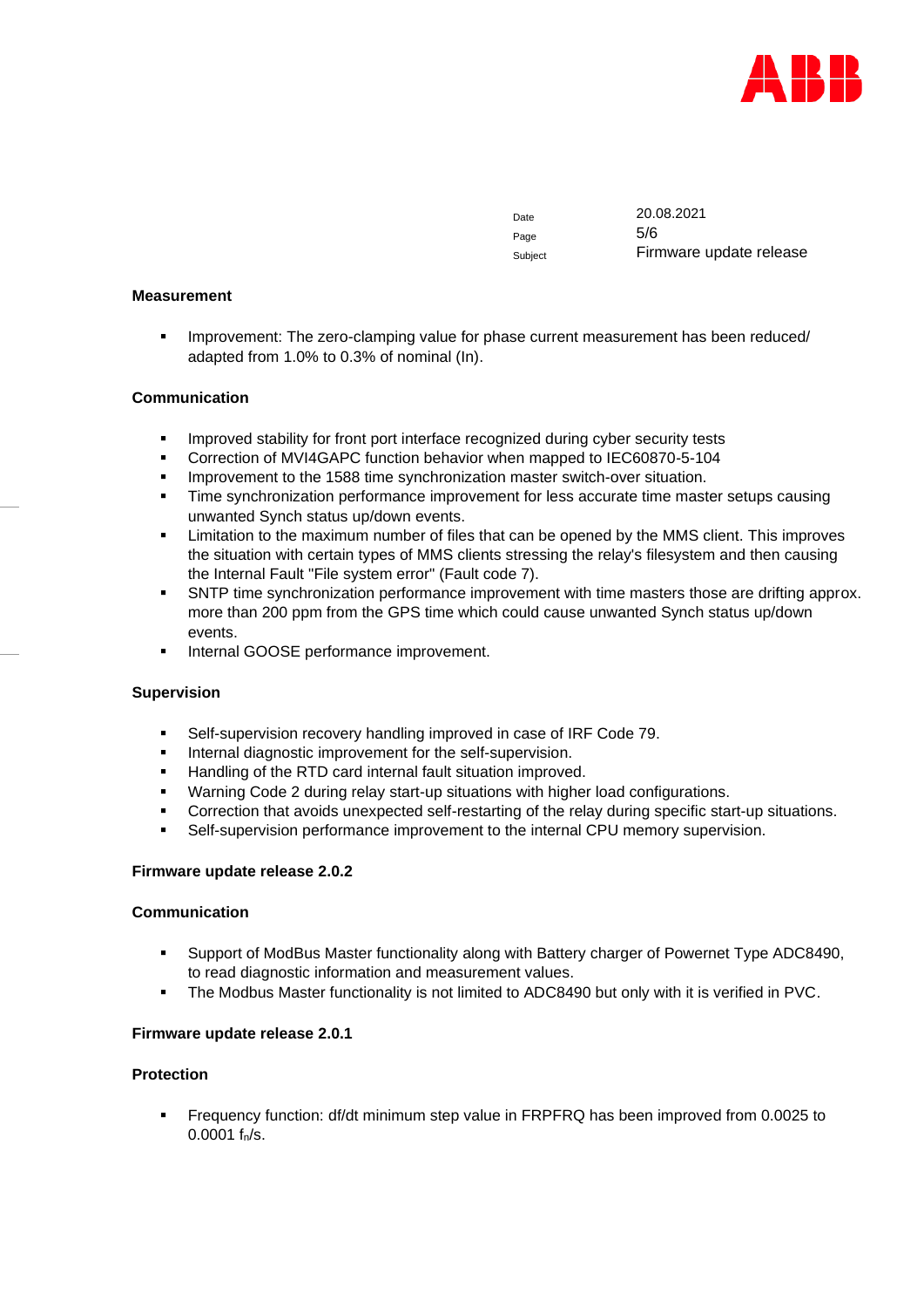**Measurement**

- Improvement: The zero-clamping value for phase current measurement has been reduced/ adapted from 1.0% to 0.3% of nominal (In).

**Communication**

- Improved stability for front port interface recognized during cyber security tests
- Correction of MVI4GAPC function behavior when mapped to IEC60870-5-104
- Improvement to the 1588 time synchronization master switch-over situation.
- Time synchronization performance improvement for less accurate time master setups causing unwanted Synch status up/down events.
- Limitation to the maximum number of files that can be opened by the MMS client. This improves the situation with certain types of MMS clients stressing the relay's filesystem and then causing the Internal Fault "File system error" (Fault code 7).
- SNTP time synchronization performance improvement with time masters those are drifting approx. more than 200 ppm from the GPS time which could cause unwanted Synch status up/down events.
- Internal GOOSE performance improvement.

**Supervision**

- Self-supervision recovery handling improved in case of IRF Code 79.
- Internal diagnostic improvement for the self-supervision.
- Handling of the RTD card internal fault situation improved.
- Warning Code 2 during relay start-up situations with higher load configurations.
- Correction that avoids unexpected self-restarting of the relay during specific start-up situations.
- Self-supervision performance improvement to the internal CPU memory supervision.

**Firmware update release 2.0.2**

**Communication**

- Support of ModBus Master functionality along with Battery charger of Powernet Type ADC8490, to read diagnostic information and measurement values.
- The Modbus Master functionality is not limited to ADC8490 but only with it is verified in PVC.

**Firmware update release 2.0.1**

**Protection**

- Frequency function: df/dt minimum step value in FRPFRQ has been improved from 0.0025 to 0.0001 $f_n$/s.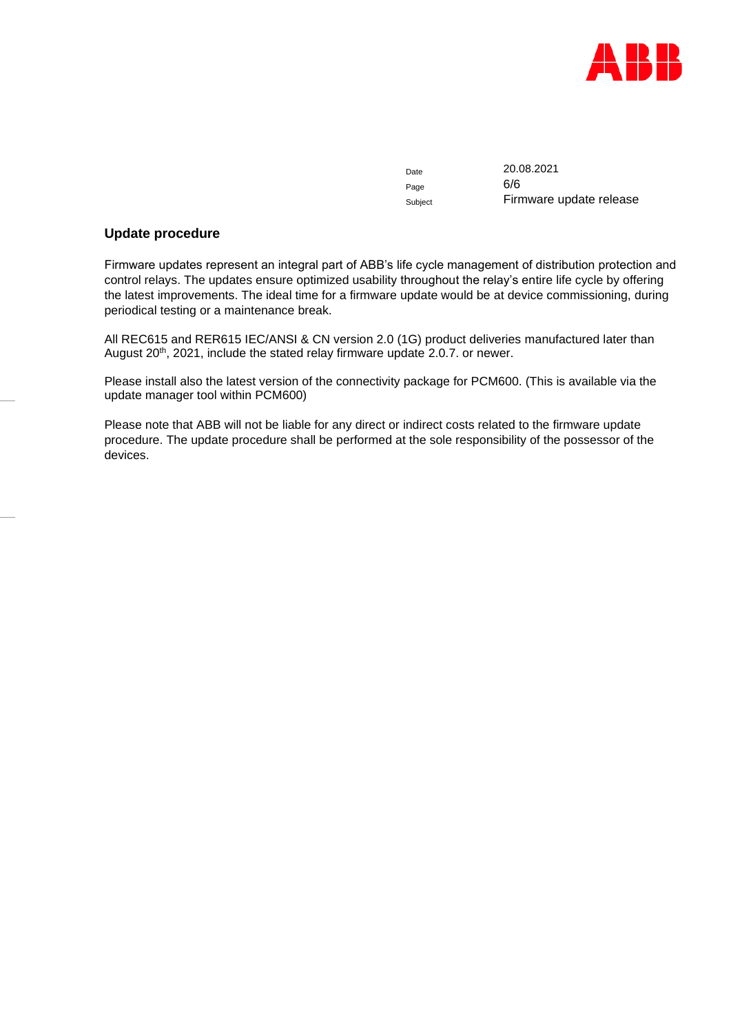## Update procedure

Firmware updates represent an integral part of ABB's life cycle management of distribution protection and control relays. The updates ensure optimized usability throughout the relay's entire life cycle by offering the latest improvements. The ideal time for a firmware update would be at device commissioning, during periodical testing or a maintenance break.

All REC615 and RER615 IEC/ANSI & CN version 2.0 (1G) product deliveries manufactured later than August 20th, 2021, include the stated relay firmware update 2.0.7. or newer.

Please install also the latest version of the connectivity package for PCM600. (This is available via the update manager tool within PCM600)

Please note that ABB will not be liable for any direct or indirect costs related to the firmware update procedure. The update procedure shall be performed at the sole responsibility of the possessor of the devices.